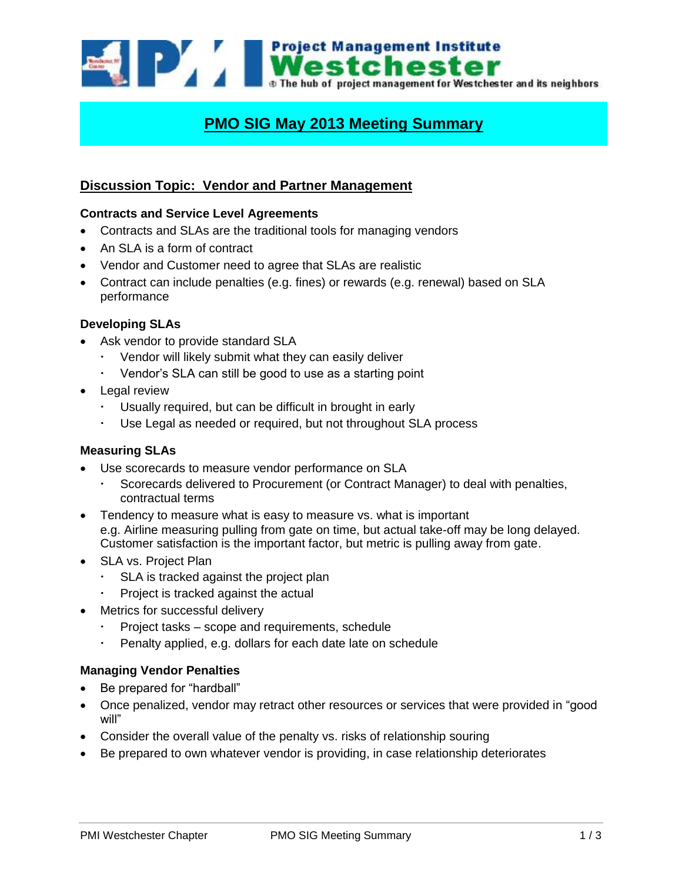# PMO SIG May 2013 Meeting Summary

## Discussion Topic: Vendor and Partner Management

### Contracts and Service Level Agreements

- Contracts and SLAs are the traditional tools for managing vendors
- An SLA is a form of contract
- Vendor and Customer need to agree that SLAs are realistic
- Contract can include penalties (e.g. fines) or rewards (e.g. renewal) based on SLA performance

### Developing SLAs

- Ask vendor to provide standard SLA
  - Vendor will likely submit what they can easily deliver
  - Vendor's SLA can still be good to use as a starting point
- Legal review
  - Usually required, but can be difficult in brought in early
  - Use Legal as needed or required, but not throughout SLA process

### Measuring SLAs

- Use scorecards to measure vendor performance on SLA
  - Scorecards delivered to Procurement (or Contract Manager) to deal with penalties, contractual terms
- Tendency to measure what is easy to measure vs. what is important
  e.g. Airline measuring pulling from gate on time, but actual take-off may be long delayed. Customer satisfaction is the important factor, but metric is pulling away from gate.
- SLA vs. Project Plan
  - SLA is tracked against the project plan
  - Project is tracked against the actual
- Metrics for successful delivery
  - Project tasks – scope and requirements, schedule
  - Penalty applied, e.g. dollars for each date late on schedule

### Managing Vendor Penalties

- Be prepared for "hardball"
- Once penalized, vendor may retract other resources or services that were provided in "good will"
- Consider the overall value of the penalty vs. risks of relationship souring
- Be prepared to own whatever vendor is providing, in case relationship deteriorates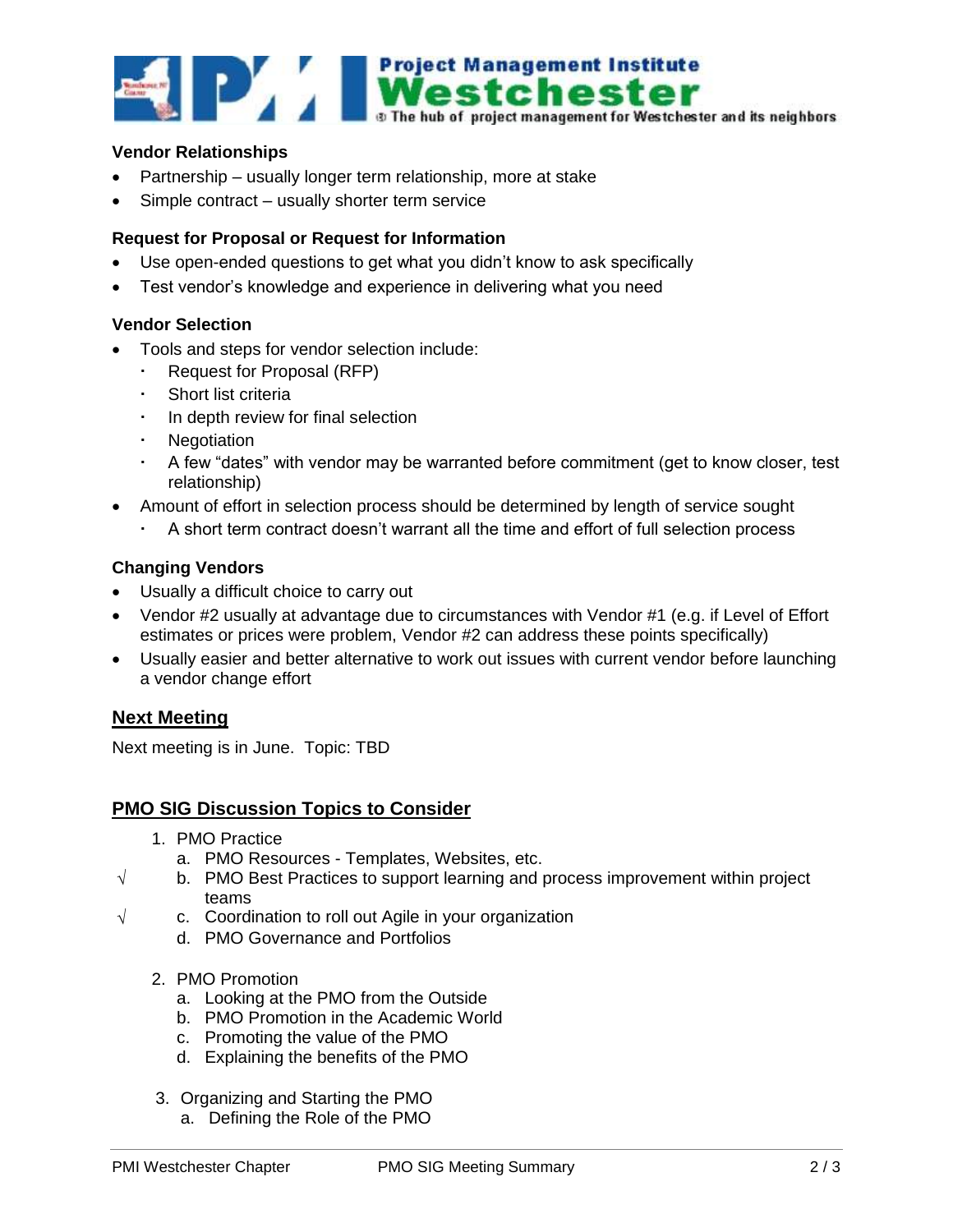**Vendor Relationships**

- Partnership – usually longer term relationship, more at stake
- Simple contract – usually shorter term service

**Request for Proposal or Request for Information**

- Use open-ended questions to get what you didn't know to ask specifically
- Test vendor's knowledge and experience in delivering what you need

**Vendor Selection**

- Tools and steps for vendor selection include:
  - Request for Proposal (RFP)
  - Short list criteria
  - In depth review for final selection
  - Negotiation
  - A few "dates" with vendor may be warranted before commitment (get to know closer, test relationship)
- Amount of effort in selection process should be determined by length of service sought
  - A short term contract doesn't warrant all the time and effort of full selection process

**Changing Vendors**

- Usually a difficult choice to carry out
- Vendor #2 usually at advantage due to circumstances with Vendor #1 (e.g. if Level of Effort estimates or prices were problem, Vendor #2 can address these points specifically)
- Usually easier and better alternative to work out issues with current vendor before launching a vendor change effort

## Next Meeting

Next meeting is in June. Topic: TBD

## PMO SIG Discussion Topics to Consider

1. PMO Practice
   a. PMO Resources - Templates, Websites, etc.
   √ b. PMO Best Practices to support learning and process improvement within project teams
   √ c. Coordination to roll out Agile in your organization
   d. PMO Governance and Portfolios

2. PMO Promotion
   a. Looking at the PMO from the Outside
   b. PMO Promotion in the Academic World
   c. Promoting the value of the PMO
   d. Explaining the benefits of the PMO

3. Organizing and Starting the PMO
   a. Defining the Role of the PMO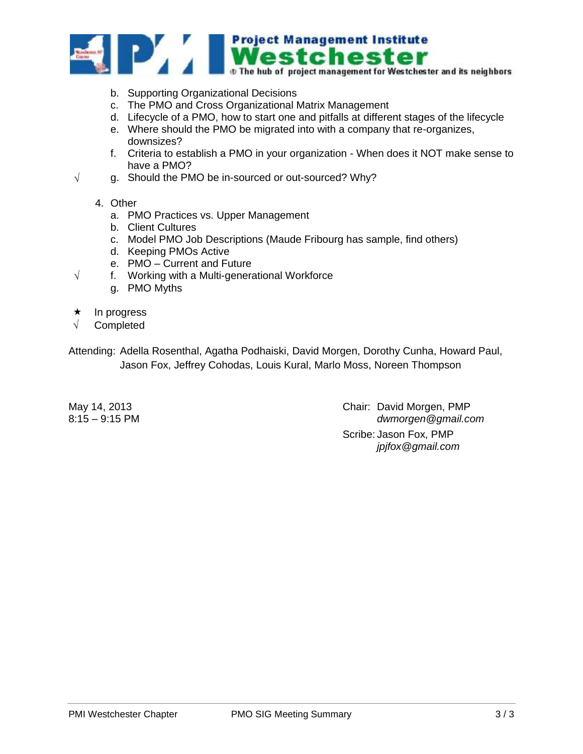b. Supporting Organizational Decisions
c. The PMO and Cross Organizational Matrix Management
d. Lifecycle of a PMO, how to start one and pitfalls at different stages of the lifecycle
e. Where should the PMO be migrated into with a company that re-organizes, downsizes?
f. Criteria to establish a PMO in your organization - When does it NOT make sense to have a PMO?

√ g. Should the PMO be in-sourced or out-sourced? Why?

4. Other
   a. PMO Practices vs. Upper Management
   b. Client Cultures
   c. Model PMO Job Descriptions (Maude Fribourg has sample, find others)
   d. Keeping PMOs Active
   e. PMO – Current and Future
   
   √ f. Working with a Multi-generational Workforce
   
   g. PMO Myths

★ In progress
√ Completed

Attending: Adella Rosenthal, Agatha Podhaiski, David Morgen, Dorothy Cunha, Howard Paul, Jason Fox, Jeffrey Cohodas, Louis Kural, Marlo Moss, Noreen Thompson

May 14, 2013
8:15 – 9:15 PM

Chair: David Morgen, PMP
*dwmorgen@gmail.com*

Scribe: Jason Fox, PMP
*jpjfox@gmail.com*